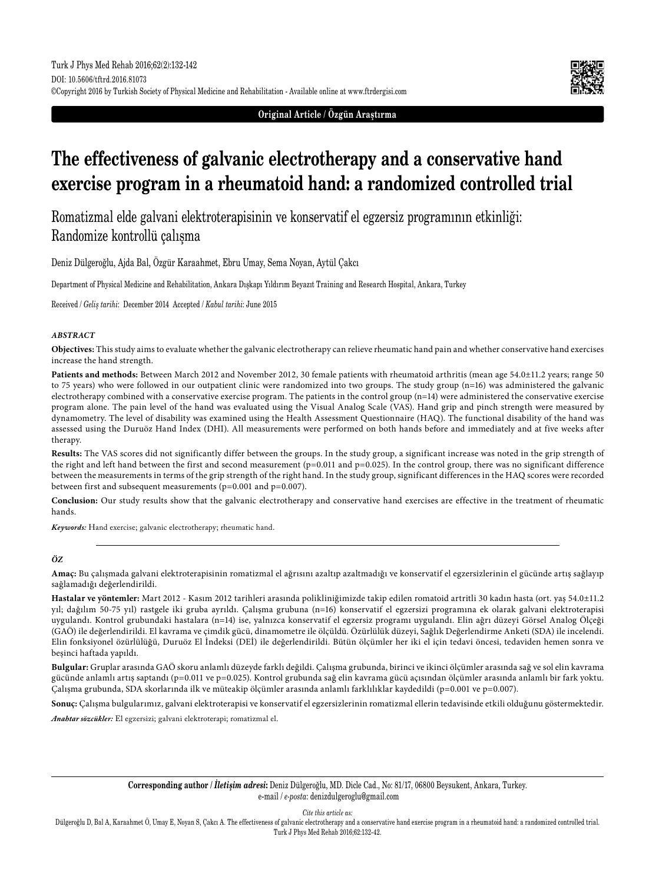Original Article / Özgün Araştırma

# The effectiveness of galvanic electrotherapy and a conservative hand exercise program in a rheumatoid hand: a randomized controlled trial

## Romatizmal elde galvani elektroterapisinin ve konservatif el egzersiz programının etkinliği: Randomize kontrollü çalışma

Deniz Dülgeroğlu, Ajda Bal, Özgür Karaahmet, Ebru Umay, Sema Noyan, Aytül Çakcı

Department of Physical Medicine and Rehabilitation, Ankara Dışkapı Yıldırım Beyazıt Training and Research Hospital, Ankara, Turkey

Received / *Geliş tarihi*: December 2014 Accepted / *Kabul tarihi*: June 2015

### *ABSTRACT*

**Objectives:** This study aims to evaluate whether the galvanic electrotherapy can relieve rheumatic hand pain and whether conservative hand exercises increase the hand strength.

**Patients and methods:** Between March 2012 and November 2012, 30 female patients with rheumatoid arthritis (mean age 54.0±11.2 years; range 50 to 75 years) who were followed in our outpatient clinic were randomized into two groups. The study group (n=16) was administered the galvanic electrotherapy combined with a conservative exercise program. The patients in the control group (n=14) were administered the conservative exercise program alone. The pain level of the hand was evaluated using the Visual Analog Scale (VAS). Hand grip and pinch strength were measured by dynamometry. The level of disability was examined using the Health Assessment Questionnaire (HAQ). The functional disability of the hand was assessed using the Duruöz Hand Index (DHI). All measurements were performed on both hands before and immediately and at five weeks after therapy.

**Results:** The VAS scores did not significantly differ between the groups. In the study group, a significant increase was noted in the grip strength of the right and left hand between the first and second measurement (p=0.011 and p=0.025). In the control group, there was no significant difference between the measurements in terms of the grip strength of the right hand. In the study group, significant differences in the HAQ scores were recorded between first and subsequent measurements (p=0.001 and p=0.007).

**Conclusion:** Our study results show that the galvanic electrotherapy and conservative hand exercises are effective in the treatment of rheumatic hands.

***Keywords:*** Hand exercise; galvanic electrotherapy; rheumatic hand.

### *ÖZ*

**Amaç:** Bu çalışmada galvani elektroterapisinin romatizmal el ağrısını azaltıp azaltmadığı ve konservatif el egzersizlerinin el gücünde artış sağlayıp sağlamadığı değerlendirildi.

**Hastalar ve yöntemler:** Mart 2012 - Kasım 2012 tarihleri arasında polikliniğimizde takip edilen romatoid artritli 30 kadın hasta (ort. yaş 54.0±11.2 yıl; dağılım 50-75 yıl) rastgele iki gruba ayrıldı. Çalışma grubuna (n=16) konservatif el egzersizi programına ek olarak galvani elektroterapisi uygulandı. Kontrol grubundaki hastalara (n=14) ise, yalnızca konservatif el egzersiz programı uygulandı. Elin ağrı düzeyi Görsel Analog Ölçeği (GAÖ) ile değerlendirildi. El kavrama ve çimdik gücü, dinamometre ile ölçüldü. Özürlülük düzeyi, Sağlık Değerlendirme Anketi (SDA) ile incelendi. Elin fonksiyonel özürlülüğü, Duruöz El İndeksi (DEİ) ile değerlendirildi. Bütün ölçümler her iki el için tedavi öncesi, tedaviden hemen sonra ve beşinci haftada yapıldı.

**Bulgular:** Gruplar arasında GAÖ skoru anlamlı düzeyde farklı değildi. Çalışma grubunda, birinci ve ikinci ölçümler arasında sağ ve sol elin kavrama gücünde anlamlı artış saptandı (p=0.011 ve p=0.025). Kontrol grubunda sağ elin kavrama gücü açısından ölçümler arasında anlamlı bir fark yoktu. Çalışma grubunda, SDA skorlarında ilk ve müteakip ölçümler arasında anlamlı farklılıklar kaydedildi (p=0.001 ve p=0.007).

**Sonuç:** Çalışma bulgularımız, galvani elektroterapisi ve konservatif el egzersizlerinin romatizmal ellerin tedavisinde etkili olduğunu göstermektedir.

***Anahtar sözcükler:*** El egzersizi; galvani elektroterapi; romatizmal el.

**Corresponding author / *İletişim adresi*:** Deniz Dülgeroğlu, MD. Dicle Cad., No: 81/17, 06800 Beysukent, Ankara, Turkey.
e-mail / *e-posta*: denizdulgeroglu@gmail.com

*Cite this article as:*
Dülgeroğlu D, Bal A, Karaahmet Ö, Umay E, Noyan S, Çakcı A. The effectiveness of galvanic electrotherapy and a conservative hand exercise program in a rheumatoid hand: a randomized controlled trial. Turk J Phys Med Rehab 2016;62:132-42.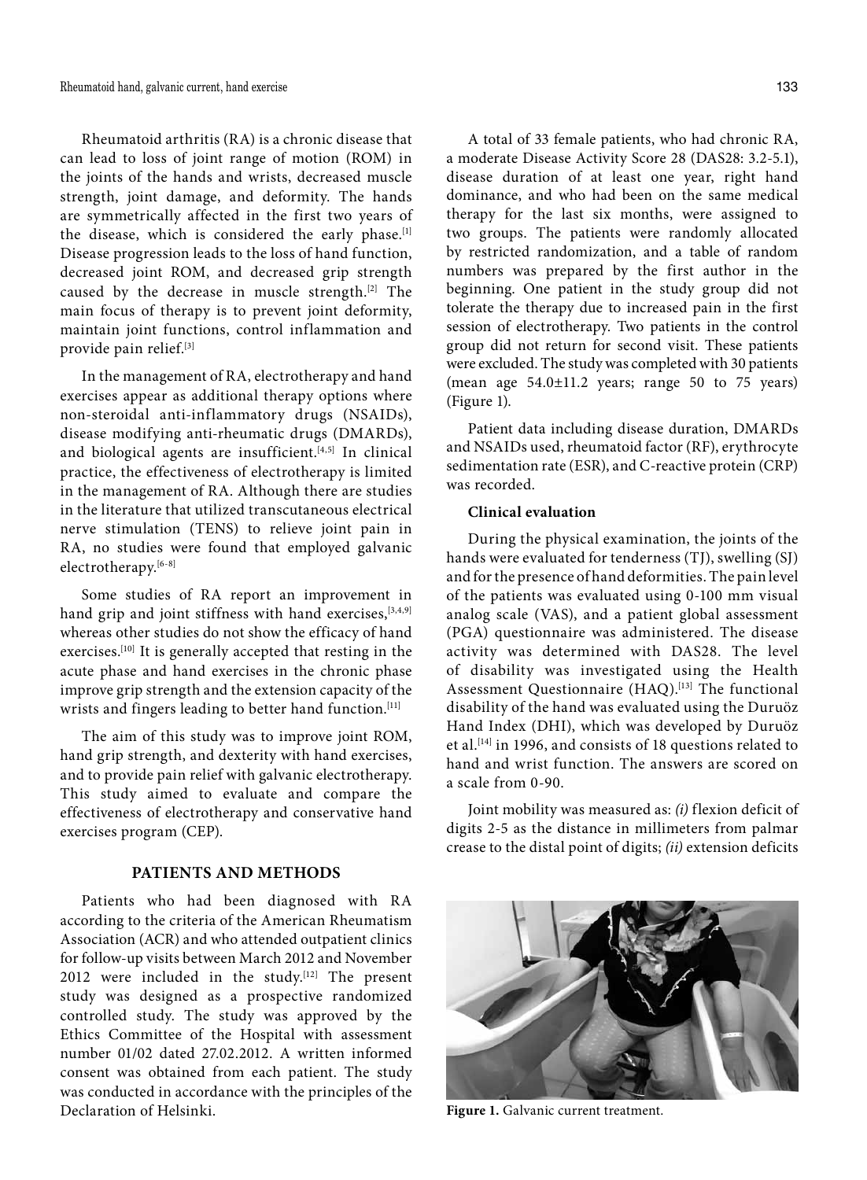Rheumatoid arthritis (RA) is a chronic disease that can lead to loss of joint range of motion (ROM) in the joints of the hands and wrists, decreased muscle strength, joint damage, and deformity. The hands are symmetrically affected in the first two years of the disease, which is considered the early phase.[1] Disease progression leads to the loss of hand function, decreased joint ROM, and decreased grip strength caused by the decrease in muscle strength.[2] The main focus of therapy is to prevent joint deformity, maintain joint functions, control inflammation and provide pain relief.[3]

In the management of RA, electrotherapy and hand exercises appear as additional therapy options where non-steroidal anti-inflammatory drugs (NSAIDs), disease modifying anti-rheumatic drugs (DMARDs), and biological agents are insufficient.[4,5] In clinical practice, the effectiveness of electrotherapy is limited in the management of RA. Although there are studies in the literature that utilized transcutaneous electrical nerve stimulation (TENS) to relieve joint pain in RA, no studies were found that employed galvanic electrotherapy.[6-8]

Some studies of RA report an improvement in hand grip and joint stiffness with hand exercises,[3,4,9] whereas other studies do not show the efficacy of hand exercises.[10] It is generally accepted that resting in the acute phase and hand exercises in the chronic phase improve grip strength and the extension capacity of the wrists and fingers leading to better hand function.[11]

The aim of this study was to improve joint ROM, hand grip strength, and dexterity with hand exercises, and to provide pain relief with galvanic electrotherapy. This study aimed to evaluate and compare the effectiveness of electrotherapy and conservative hand exercises program (CEP).

## PATIENTS AND METHODS

Patients who had been diagnosed with RA according to the criteria of the American Rheumatism Association (ACR) and who attended outpatient clinics for follow-up visits between March 2012 and November 2012 were included in the study.[12] The present study was designed as a prospective randomized controlled study. The study was approved by the Ethics Committee of the Hospital with assessment number 01/02 dated 27.02.2012. A written informed consent was obtained from each patient. The study was conducted in accordance with the principles of the Declaration of Helsinki.

A total of 33 female patients, who had chronic RA, a moderate Disease Activity Score 28 (DAS28: 3.2-5.1), disease duration of at least one year, right hand dominance, and who had been on the same medical therapy for the last six months, were assigned to two groups. The patients were randomly allocated by restricted randomization, and a table of random numbers was prepared by the first author in the beginning. One patient in the study group did not tolerate the therapy due to increased pain in the first session of electrotherapy. Two patients in the control group did not return for second visit. These patients were excluded. The study was completed with 30 patients (mean age 54.0±11.2 years; range 50 to 75 years) (Figure 1).

Patient data including disease duration, DMARDs and NSAIDs used, rheumatoid factor (RF), erythrocyte sedimentation rate (ESR), and C-reactive protein (CRP) was recorded.

### Clinical evaluation

During the physical examination, the joints of the hands were evaluated for tenderness (TJ), swelling (SJ) and for the presence of hand deformities. The pain level of the patients was evaluated using 0-100 mm visual analog scale (VAS), and a patient global assessment (PGA) questionnaire was administered. The disease activity was determined with DAS28. The level of disability was investigated using the Health Assessment Questionnaire (HAQ).[13] The functional disability of the hand was evaluated using the Duruöz Hand Index (DHI), which was developed by Duruöz et al.[14] in 1996, and consists of 18 questions related to hand and wrist function. The answers are scored on a scale from 0-90.

Joint mobility was measured as: *(i)* flexion deficit of digits 2-5 as the distance in millimeters from palmar crease to the distal point of digits; *(ii)* extension deficits

**Figure 1.** Galvanic current treatment.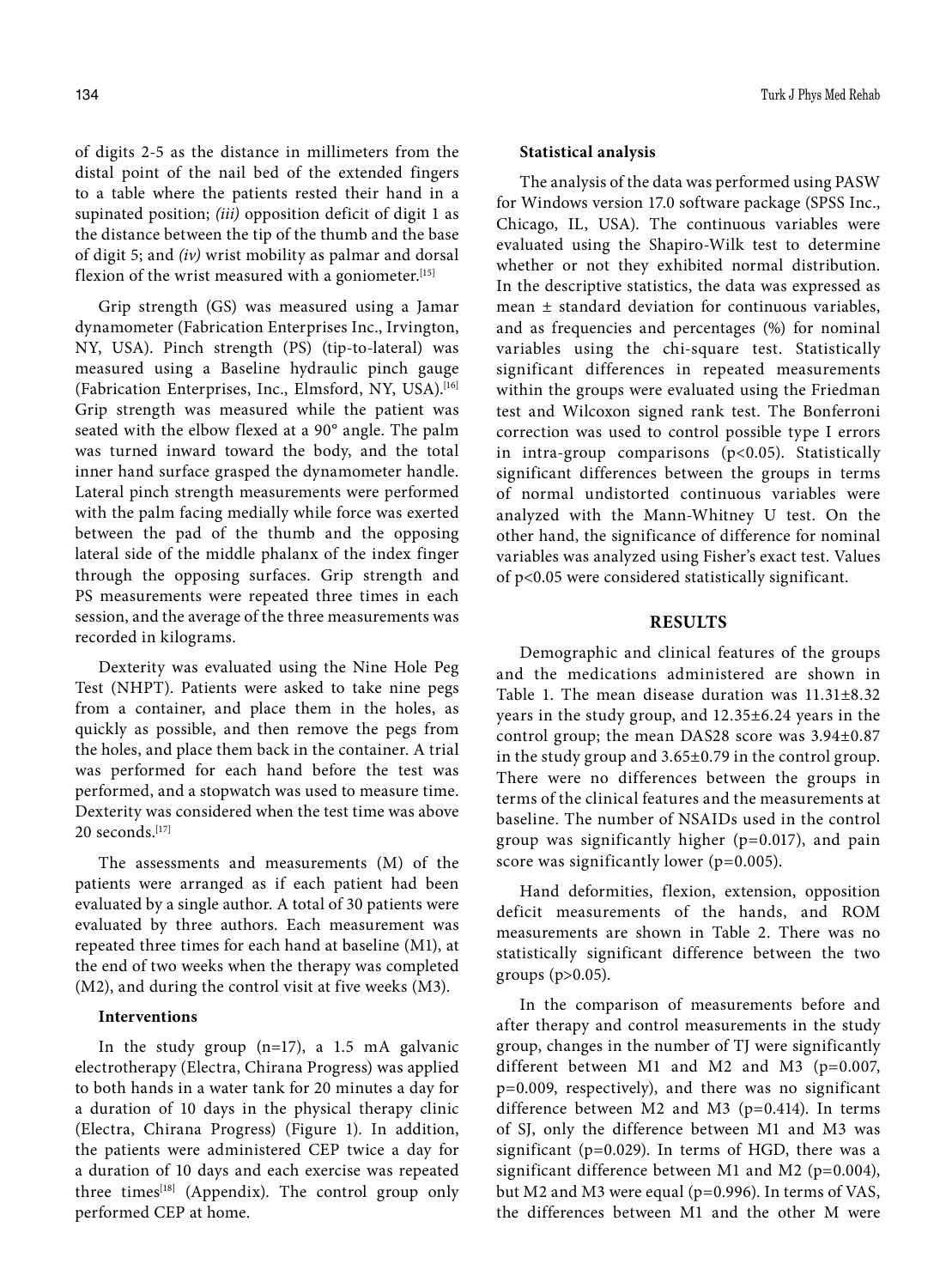of digits 2-5 as the distance in millimeters from the distal point of the nail bed of the extended fingers to a table where the patients rested their hand in a supinated position; *(iii)* opposition deficit of digit 1 as the distance between the tip of the thumb and the base of digit 5; and *(iv)* wrist mobility as palmar and dorsal flexion of the wrist measured with a goniometer.[15]

Grip strength (GS) was measured using a Jamar dynamometer (Fabrication Enterprises Inc., Irvington, NY, USA). Pinch strength (PS) (tip-to-lateral) was measured using a Baseline hydraulic pinch gauge (Fabrication Enterprises, Inc., Elmsford, NY, USA).[16] Grip strength was measured while the patient was seated with the elbow flexed at a 90° angle. The palm was turned inward toward the body, and the total inner hand surface grasped the dynamometer handle. Lateral pinch strength measurements were performed with the palm facing medially while force was exerted between the pad of the thumb and the opposing lateral side of the middle phalanx of the index finger through the opposing surfaces. Grip strength and PS measurements were repeated three times in each session, and the average of the three measurements was recorded in kilograms.

Dexterity was evaluated using the Nine Hole Peg Test (NHPT). Patients were asked to take nine pegs from a container, and place them in the holes, as quickly as possible, and then remove the pegs from the holes, and place them back in the container. A trial was performed for each hand before the test was performed, and a stopwatch was used to measure time. Dexterity was considered when the test time was above 20 seconds.[17]

The assessments and measurements (M) of the patients were arranged as if each patient had been evaluated by a single author. A total of 30 patients were evaluated by three authors. Each measurement was repeated three times for each hand at baseline (M1), at the end of two weeks when the therapy was completed (M2), and during the control visit at five weeks (M3).

### Interventions

In the study group (n=17), a 1.5 mA galvanic electrotherapy (Electra, Chirana Progress) was applied to both hands in a water tank for 20 minutes a day for a duration of 10 days in the physical therapy clinic (Electra, Chirana Progress) (Figure 1). In addition, the patients were administered CEP twice a day for a duration of 10 days and each exercise was repeated three times[18] (Appendix). The control group only performed CEP at home.

### Statistical analysis

The analysis of the data was performed using PASW for Windows version 17.0 software package (SPSS Inc., Chicago, IL, USA). The continuous variables were evaluated using the Shapiro-Wilk test to determine whether or not they exhibited normal distribution. In the descriptive statistics, the data was expressed as mean ± standard deviation for continuous variables, and as frequencies and percentages (%) for nominal variables using the chi-square test. Statistically significant differences in repeated measurements within the groups were evaluated using the Friedman test and Wilcoxon signed rank test. The Bonferroni correction was used to control possible type I errors in intra-group comparisons ($p<0.05$). Statistically significant differences between the groups in terms of normal undistorted continuous variables were analyzed with the Mann-Whitney U test. On the other hand, the significance of difference for nominal variables was analyzed using Fisher's exact test. Values of $p<0.05$ were considered statistically significant.

## RESULTS

Demographic and clinical features of the groups and the medications administered are shown in Table 1. The mean disease duration was 11.31±8.32 years in the study group, and 12.35±6.24 years in the control group; the mean DAS28 score was 3.94±0.87 in the study group and 3.65±0.79 in the control group. There were no differences between the groups in terms of the clinical features and the measurements at baseline. The number of NSAIDs used in the control group was significantly higher ($p=0.017$), and pain score was significantly lower ($p=0.005$).

Hand deformities, flexion, extension, opposition deficit measurements of the hands, and ROM measurements are shown in Table 2. There was no statistically significant difference between the two groups ($p>0.05$).

In the comparison of measurements before and after therapy and control measurements in the study group, changes in the number of TJ were significantly different between M1 and M2 and M3 ($p=0.007$, $p=0.009$, respectively), and there was no significant difference between M2 and M3 ($p=0.414$). In terms of SJ, only the difference between M1 and M3 was significant ($p=0.029$). In terms of HGD, there was a significant difference between M1 and M2 ($p=0.004$), but M2 and M3 were equal ($p=0.996$). In terms of VAS, the differences between M1 and the other M were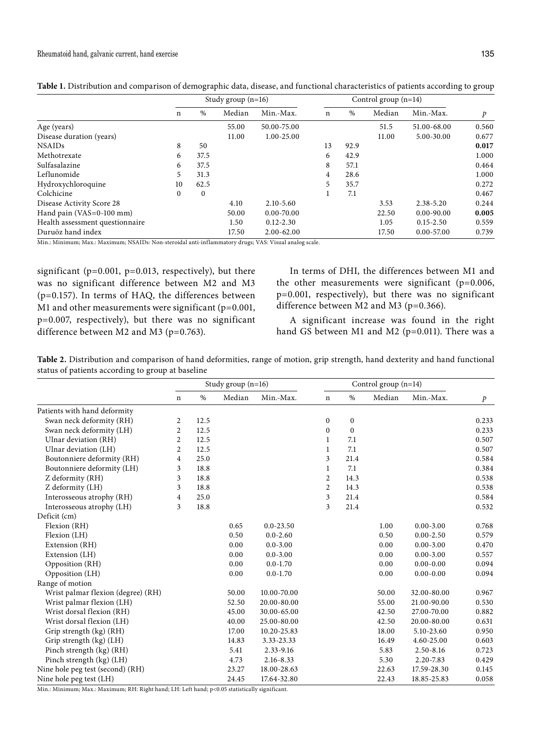**Table 1.** Distribution and comparison of demographic data, disease, and functional characteristics of patients according to group

| | Study group (n=16) | | | | Control group (n=14) | | | | |
|---|---|---|---|---|---|---|---|---|---|
| | n | % | Median | Min.-Max. | n | % | Median | Min.-Max. | *p* |
| Age (years) | | | 55.00 | 50.00-75.00 | | | 51.5 | 51.00-68.00 | 0.560 |
| Disease duration (years) | | | 11.00 | 1.00-25.00 | | | 11.00 | 5.00-30.00 | 0.677 |
| NSAIDs | 8 | 50 | | | 13 | 92.9 | | | **0.017** |
| Methotrexate | 6 | 37.5 | | | 6 | 42.9 | | | 1.000 |
| Sulfasalazine | 6 | 37.5 | | | 8 | 57.1 | | | 0.464 |
| Leflunomide | 5 | 31.3 | | | 4 | 28.6 | | | 1.000 |
| Hydroxychloroqine | 10 | 62.5 | | | 5 | 35.7 | | | 0.272 |
| Colchicine | 0 | 0 | | | 1 | 7.1 | | | 0.467 |
| Disease Activity Score 28 | | | 4.10 | 2.10-5.60 | | | 3.53 | 2.38-5.20 | 0.244 |
| Hand pain (VAS=0-100 mm) | | | 50.00 | 0.00-70.00 | | | 22.50 | 0.00-90.00 | **0.005** |
| Health assessment questionnaire | | | 1.50 | 0.12-2.30 | | | 1.05 | 0.15-2.50 | 0.559 |
| Duruöz hand index | | | 17.50 | 2.00-62.00 | | | 17.50 | 0.00-57.00 | 0.739 |

Min.: Minimum; Max.: Maximum; NSAIDs: Non-steroidal anti-inflammatory drugs; VAS: Visual analog scale.

significant (p=0.001, p=0.013, respectively), but there was no significant difference between M2 and M3 (p=0.157). In terms of HAQ, the differences between M1 and other measurements were significant (p=0.001, p=0.007, respectively), but there was no significant difference between M2 and M3 (p=0.763).

In terms of DHI, the differences between M1 and the other measurements were significant (p=0.006, p=0.001, respectively), but there was no significant difference between M2 and M3 (p=0.366).

A significant increase was found in the right hand GS between M1 and M2 (p=0.011). There was a

**Table 2.** Distribution and comparison of hand deformities, range of motion, grip strength, hand dexterity and hand functional status of patients according to group at baseline

| | Study group (n=16) | | | | Control group (n=14) | | | | |
|---|---|---|---|---|---|---|---|---|---|
| | n | % | Median | Min.-Max. | n | % | Median | Min.-Max. | *p* |
| Patients with hand deformity | | | | | | | | | |
| Swan neck deformity (RH) | 2 | 12.5 | | | 0 | 0 | | | 0.233 |
| Swan neck deformity (LH) | 2 | 12.5 | | | 0 | 0 | | | 0.233 |
| Ulnar deviation (RH) | 2 | 12.5 | | | 1 | 7.1 | | | 0.507 |
| Ulnar deviation (LH) | 2 | 12.5 | | | 1 | 7.1 | | | 0.507 |
| Boutonniere deformity (RH) | 4 | 25.0 | | | 3 | 21.4 | | | 0.584 |
| Boutonniere deformity (LH) | 3 | 18.8 | | | 1 | 7.1 | | | 0.384 |
| Z deformity (RH) | 3 | 18.8 | | | 2 | 14.3 | | | 0.538 |
| Z deformity (LH) | 3 | 18.8 | | | 2 | 14.3 | | | 0.538 |
| Interosseous atrophy (RH) | 4 | 25.0 | | | 3 | 21.4 | | | 0.584 |
| Interosseous atrophy (LH) | 3 | 18.8 | | | 3 | 21.4 | | | 0.532 |
| Deficit (cm) | | | | | | | | | |
| Flexion (RH) | | | 0.65 | 0.0-23.50 | | | 1.00 | 0.00-3.00 | 0.768 |
| Flexion (LH) | | | 0.50 | 0.0-2.60 | | | 0.50 | 0.00-2.50 | 0.579 |
| Extension (RH) | | | 0.00 | 0.0-3.00 | | | 0.00 | 0.00-3.00 | 0.470 |
| Extension (LH) | | | 0.00 | 0.0-3.00 | | | 0.00 | 0.00-3.00 | 0.557 |
| Opposition (RH) | | | 0.00 | 0.0-1.70 | | | 0.00 | 0.00-0.00 | 0.094 |
| Opposition (LH) | | | 0.00 | 0.0-1.70 | | | 0.00 | 0.00-0.00 | 0.094 |
| Range of motion | | | | | | | | | |
| Wrist palmar flexion (degree) (RH) | | | 50.00 | 10.00-70.00 | | | 50.00 | 32.00-80.00 | 0.967 |
| Wrist palmar flexion (LH) | | | 52.50 | 20.00-80.00 | | | 55.00 | 21.00-90.00 | 0.530 |
| Wrist dorsal flexion (RH) | | | 45.00 | 30.00-65.00 | | | 42.50 | 27.00-70.00 | 0.882 |
| Wrist dorsal flexion (LH) | | | 40.00 | 25.00-80.00 | | | 42.50 | 20.00-80.00 | 0.631 |
| Grip strength (kg) (RH) | | | 17.00 | 10.20-25.83 | | | 18.00 | 5.10-23.60 | 0.950 |
| Grip strength (kg) (LH) | | | 14.83 | 3.33-23.33 | | | 16.49 | 4.60-25.00 | 0.603 |
| Pinch strength (kg) (RH) | | | 5.41 | 2.33-9.16 | | | 5.83 | 2.50-8.16 | 0.723 |
| Pinch strength (kg) (LH) | | | 4.73 | 2.16-8.33 | | | 5.30 | 2.20-7.83 | 0.429 |
| Nine hole peg test (second) (RH) | | | 23.27 | 18.00-28.63 | | | 22.63 | 17.59-28.30 | 0.145 |
| Nine hole peg test (LH) | | | 24.45 | 17.64-32.80 | | | 22.43 | 18.85-25.83 | 0.058 |

Min.: Minimum; Max.: Maximum; RH: Right hand; LH: Left hand; p<0.05 statistically significant.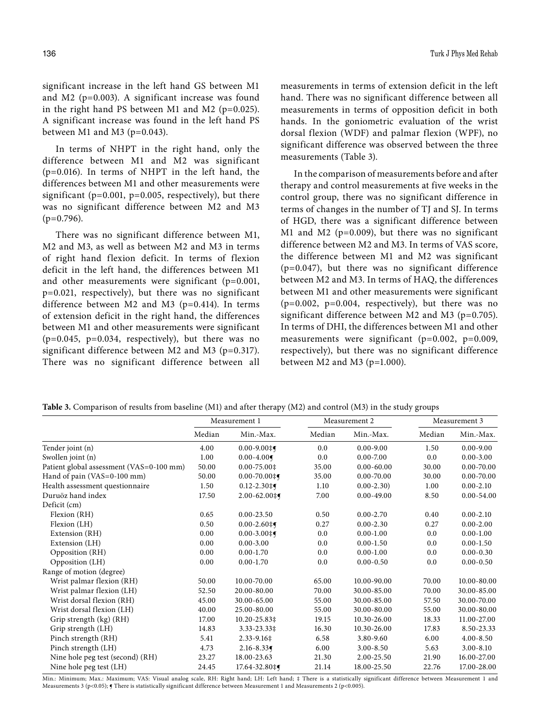significant increase in the left hand GS between M1 and M2 (p=0.003). A significant increase was found in the right hand PS between M1 and M2 (p=0.025). A significant increase was found in the left hand PS between M1 and M3 (p=0.043).

In terms of NHPT in the right hand, only the difference between M1 and M2 was significant (p=0.016). In terms of NHPT in the left hand, the differences between M1 and other measurements were significant (p=0.001, p=0.005, respectively), but there was no significant difference between M2 and M3 (p=0.796).

There was no significant difference between M1, M2 and M3, as well as between M2 and M3 in terms of right hand flexion deficit. In terms of flexion deficit in the left hand, the differences between M1 and other measurements were significant (p=0.001, p=0.021, respectively), but there was no significant difference of extension between M2 and M3 (p=0.414). In terms of extension deficit in the right hand, the differences between M1 and other measurements were significant (p=0.045, p=0.034, respectively), but there was no significant difference between M2 and M3 (p=0.317). There was no significant difference between all measurements in terms of extension deficit in the left hand. There was no significant difference between all measurements in terms of opposition deficit in both hands. In the goniometric evaluation of the wrist dorsal flexion (WDF) and palmar flexion (WPF), no significant difference was observed between the three measurements (Table 3).

In the comparison of measurements before and after therapy and control measurements at five weeks in the control group, there was no significant difference in terms of changes in the number of TJ and SJ. In terms of HGD, there was a significant difference between M1 and M2 (p=0.009), but there was no significant difference between M2 and M3. In terms of VAS score, the difference between M1 and M2 was significant (p=0.047), but there was no significant difference between M2 and M3. In terms of HAQ, the differences between M1 and other measurements were significant (p=0.002, p=0.004, respectively), but there was no significant difference between M2 and M3 (p=0.705). In terms of DHI, the differences between M1 and other measurements were significant (p=0.002, p=0.009, respectively), but there was no significant difference between M2 and M3 (p=1.000).

**Table 3.** Comparison of results from baseline (M1) and after therapy (M2) and control (M3) in the study groups

| | Measurement 1 | | Measurement 2 | | Measurement 3 | |
|---|---|---|---|---|---|---|
| | Median | Min.-Max. | Median | Min.-Max. | Median | Min.-Max. |
| Tender joint (n) | 4.00 | 0.00-9.00‡¶ | 0.0 | 0.00-9.00 | 1.50 | 0.00-9.00 |
| Swollen joint (n) | 1.00 | 0.00-4.00¶ | 0.0 | 0.00-7.00 | 0.0 | 0.00-3.00 |
| Patient global assessment (VAS=0-100 mm) | 50.00 | 0.00-75.00‡ | 35.00 | 0.00-60.00 | 30.00 | 0.00-70.00 |
| Hand of pain (VAS=0-100 mm) | 50.00 | 0.00-70.00‡¶ | 35.00 | 0.00-70.00 | 30.00 | 0.00-70.00 |
| Health assessment questionnaire | 1.50 | 0.12-2.30‡¶ | 1.10 | 0.00-2.30) | 1.00 | 0.00-2.10 |
| Duruöz hand index | 17.50 | 2.00-62.00‡¶ | 7.00 | 0.00-49.00 | 8.50 | 0.00-54.00 |
| Deficit (cm) | | | | | | |
| Flexion (RH) | 0.65 | 0.00-23.50 | 0.50 | 0.00-2.70 | 0.40 | 0.00-2.10 |
| Flexion (LH) | 0.50 | 0.00-2.60‡¶ | 0.27 | 0.00-2.30 | 0.27 | 0.00-2.00 |
| Extension (RH) | 0.00 | 0.00-3.00‡¶ | 0.0 | 0.00-1.00 | 0.0 | 0.00-1.00 |
| Extension (LH) | 0.00 | 0.00-3.00 | 0.0 | 0.00-1.50 | 0.0 | 0.00-1.50 |
| Opposition (RH) | 0.00 | 0.00-1.70 | 0.0 | 0.00-1.00 | 0.0 | 0.00-0.30 |
| Opposition (LH) | 0.00 | 0.00-1.70 | 0.0 | 0.00-0.50 | 0.0 | 0.00-0.50 |
| Range of motion (degree) | | | | | | |
| Wrist palmar flexion (RH) | 50.00 | 10.00-70.00 | 65.00 | 10.00-90.00 | 70.00 | 10.00-80.00 |
| Wrist palmar flexion (LH) | 52.50 | 20.00-80.00 | 70.00 | 30.00-85.00 | 70.00 | 30.00-85.00 |
| Wrist dorsal flexion (RH) | 45.00 | 30.00-65.00 | 55.00 | 30.00-85.00 | 57.50 | 30.00-70.00 |
| Wrist dorsal flexion (LH) | 40.00 | 25.00-80.00 | 55.00 | 30.00-80.00 | 55.00 | 30.00-80.00 |
| Grip strength (kg) (RH) | 17.00 | 10.20-25.83‡ | 19.15 | 10.30-26.00 | 18.33 | 11.00-27.00 |
| Grip strength (LH) | 14.83 | 3.33-23.33‡ | 16.30 | 10.30-26.00 | 17.83 | 8.50-23.33 |
| Pinch strength (RH) | 5.41 | 2.33-9.16‡ | 6.58 | 3.80-9.60 | 6.00 | 4.00-8.50 |
| Pinch strength (LH) | 4.73 | 2.16-8.33¶ | 6.00 | 3.00-8.50 | 5.63 | 3.00-8.10 |
| Nine hole peg test (second) (RH) | 23.27 | 18.00-23.63 | 21.30 | 2.00-25.50 | 21.90 | 16.00-27.00 |
| Nine hole peg test (LH) | 24.45 | 17.64-32.80‡¶ | 21.14 | 18.00-25.50 | 22.76 | 17.00-28.00 |

Min.: Minimum; Max.: Maximum; VAS: Visual analog scale, RH: Right hand; LH: Left hand; ‡ There is a statistically significant difference between Measurement 1 and Measurements 3 (p<0.05); ¶ There is statistically significant difference between Measurement 1 and Measurements 2 (p<0.005).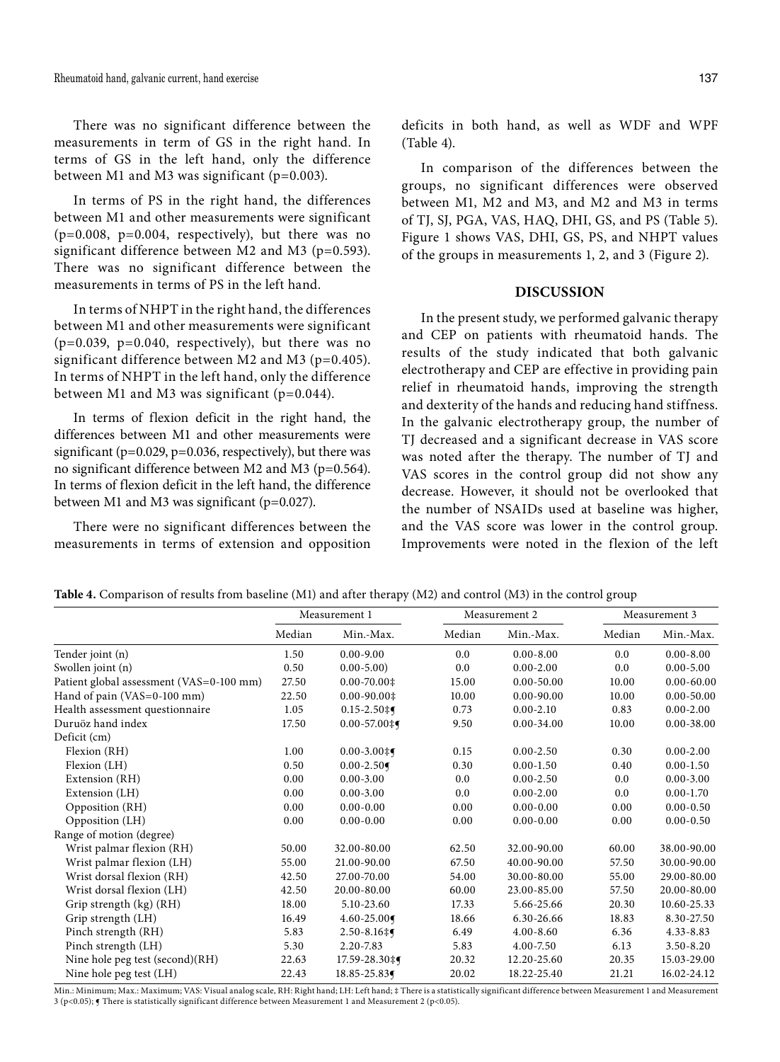There was no significant difference between the measurements in term of GS in the right hand. In terms of GS in the left hand, only the difference between M1 and M3 was significant (p=0.003).

In terms of PS in the right hand, the differences between M1 and other measurements were significant (p=0.008, p=0.004, respectively), but there was no significant difference between M2 and M3 (p=0.593). There was no significant difference between the measurements in terms of PS in the left hand.

In terms of NHPT in the right hand, the differences between M1 and other measurements were significant (p=0.039, p=0.040, respectively), but there was no significant difference between M2 and M3 (p=0.405). In terms of NHPT in the left hand, only the difference between M1 and M3 was significant (p=0.044).

In terms of flexion deficit in the right hand, the differences between M1 and other measurements were significant (p=0.029, p=0.036, respectively), but there was no significant difference between M2 and M3 (p=0.564). In terms of flexion deficit in the left hand, the difference between M1 and M3 was significant (p=0.027).

There were no significant differences between the measurements in terms of extension and opposition deficits in both hand, as well as WDF and WPF (Table 4).

In comparison of the differences between the groups, no significant differences were observed between M1, M2 and M3, and M2 and M3 in terms of TJ, SJ, PGA, VAS, HAQ, DHI, GS, and PS (Table 5). Figure 1 shows VAS, DHI, GS, PS, and NHPT values of the groups in measurements 1, 2, and 3 (Figure 2).

## DISCUSSION

In the present study, we performed galvanic therapy and CEP on patients with rheumatoid hands. The results of the study indicated that both galvanic electrotherapy and CEP are effective in providing pain relief in rheumatoid hands, improving the strength and dexterity of the hands and reducing hand stiffness. In the galvanic electrotherapy group, the number of TJ decreased and a significant decrease in VAS score was noted after the therapy. The number of TJ and VAS scores in the control group did not show any decrease. However, it should not be overlooked that the number of NSAIDs used at baseline was higher, and the VAS score was lower in the control group. Improvements were noted in the flexion of the left

**Table 4.** Comparison of results from baseline (M1) and after therapy (M2) and control (M3) in the control group

| | Measurement 1 | | Measurement 2 | | Measurement 3 | |
|---|---|---|---|---|---|---|
| | Median | Min.-Max. | Median | Min.-Max. | Median | Min.-Max. |
| Tender joint (n) | 1.50 | 0.00-9.00 | 0.0 | 0.00-8.00 | 0.0 | 0.00-8.00 |
| Swollen joint (n) | 0.50 | 0.00-5.00) | 0.0 | 0.00-2.00 | 0.0 | 0.00-5.00 |
| Patient global assessment (VAS=0-100 mm) | 27.50 | 0.00-70.00‡ | 15.00 | 0.00-50.00 | 10.00 | 0.00-60.00 |
| Hand of pain (VAS=0-100 mm) | 22.50 | 0.00-90.00‡ | 10.00 | 0.00-90.00 | 10.00 | 0.00-50.00 |
| Health assessment questionnaire | 1.05 | 0.15-2.50‡¶ | 0.73 | 0.00-2.10 | 0.83 | 0.00-2.00 |
| Duruöz hand index | 17.50 | 0.00-57.00‡¶ | 9.50 | 0.00-34.00 | 10.00 | 0.00-38.00 |
| Deficit (cm) | | | | | | |
| Flexion (RH) | 1.00 | 0.00-3.00‡¶ | 0.15 | 0.00-2.50 | 0.30 | 0.00-2.00 |
| Flexion (LH) | 0.50 | 0.00-2.50¶ | 0.30 | 0.00-1.50 | 0.40 | 0.00-1.50 |
| Extension (RH) | 0.00 | 0.00-3.00 | 0.0 | 0.00-2.50 | 0.0 | 0.00-3.00 |
| Extension (LH) | 0.00 | 0.00-3.00 | 0.0 | 0.00-2.00 | 0.0 | 0.00-1.70 |
| Opposition (RH) | 0.00 | 0.00-0.00 | 0.00 | 0.00-0.00 | 0.00 | 0.00-0.50 |
| Opposition (LH) | 0.00 | 0.00-0.00 | 0.00 | 0.00-0.00 | 0.00 | 0.00-0.50 |
| Range of motion (degree) | | | | | | |
| Wrist palmar flexion (RH) | 50.00 | 32.00-80.00 | 62.50 | 32.00-90.00 | 60.00 | 38.00-90.00 |
| Wrist palmar flexion (LH) | 55.00 | 21.00-90.00 | 67.50 | 40.00-90.00 | 57.50 | 30.00-90.00 |
| Wrist dorsal flexion (RH) | 42.50 | 27.00-70.00 | 54.00 | 30.00-80.00 | 55.00 | 29.00-80.00 |
| Wrist dorsal flexion (LH) | 42.50 | 20.00-80.00 | 60.00 | 23.00-85.00 | 57.50 | 20.00-80.00 |
| Grip strength (kg) (RH) | 18.00 | 5.10-23.60 | 17.33 | 5.66-25.66 | 20.30 | 10.60-25.33 |
| Grip strength (LH) | 16.49 | 4.60-25.00¶ | 18.66 | 6.30-26.66 | 18.83 | 8.30-27.50 |
| Pinch strength (RH) | 5.83 | 2.50-8.16‡¶ | 6.49 | 4.00-8.60 | 6.36 | 4.33-8.83 |
| Pinch strength (LH) | 5.30 | 2.20-7.83 | 5.83 | 4.00-7.50 | 6.13 | 3.50-8.20 |
| Nine hole peg test (second)(RH) | 22.63 | 17.59-28.30‡¶ | 20.32 | 12.20-25.60 | 20.35 | 15.03-29.00 |
| Nine hole peg test (LH) | 22.43 | 18.85-25.83¶ | 20.02 | 18.22-25.40 | 21.21 | 16.02-24.12 |

Min.: Minimum; Max.: Maximum; VAS: Visual analog scale, RH: Right hand; LH: Left hand; ‡ There is a statistically significant difference between Measurement 1 and Measurement 3 (p<0.05); ¶ There is statistically significant difference between Measurement 1 and Measurement 2 (p<0.05).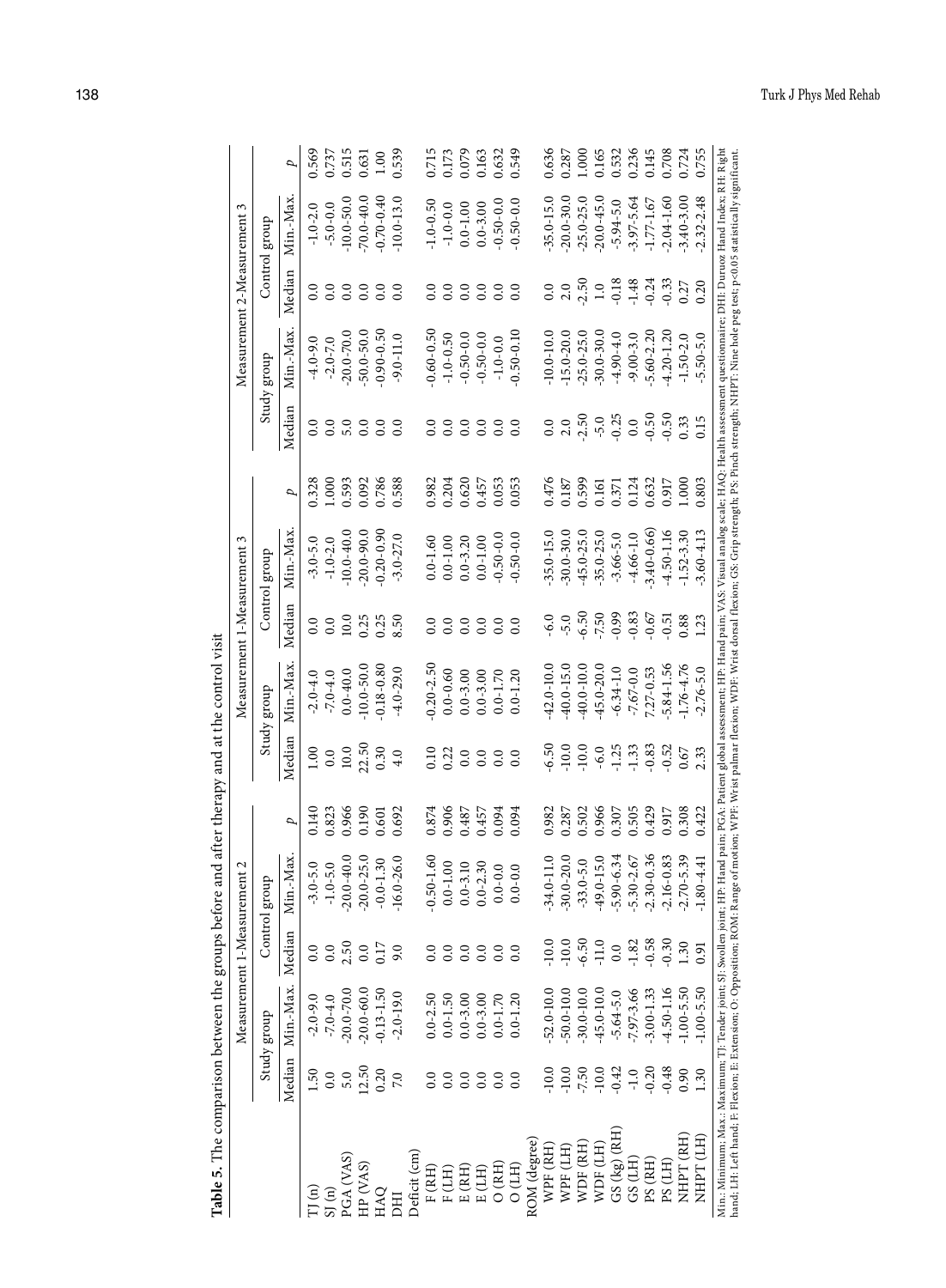**Table 5.** The comparison between the groups before and after therapy and at the control visit

| | Measurement 1-Measurement 2 | | | | | Measurement 1-Measurement 3 | | | | | Measurement 2-Measurement 3 | | | | |
|---|---|---|---|---|---|---|---|---|---|---|---|---|---|---|---|
| | Study group | | Control group | | | Study group | | Control group | | | Study group | | Control group | | |
| | Median | Min.-Max. | Median | Min.-Max. | *p* | Median | Min.-Max. | Median | Min.-Max. | *p* | Median | Min.-Max. | Median | Min.-Max. | *p* |
| TJ (n) | 1.50 | -2.0-9.0 | 0.0 | -3.0-5.0 | 0.140 | 1.00 | -2.0-4.0 | 0.0 | -3.0-5.0 | 0.328 | 0.0 | -4.0-9.0 | 0.0 | -1.0-2.0 | 0.569 |
| SJ (n) | 0.0 | -7.0-4.0 | 0.0 | -1.0-5.0 | 0.823 | 0.0 | -7.0-4.0 | 0.0 | -1.0-2.0 | 1.000 | 0.0 | -2.0-7.0 | 0.0 | -5.0-0.0 | 0.737 |
| PGA (VAS) | 5.0 | -20.0-70.0 | 2.50 | -20.0-40.0 | 0.966 | 10.0 | 0.0-40.0 | 10.0 | -10.0-40.0 | 0.593 | 5.0 | -20.0-70.0 | 0.0 | -10.0-50.0 | 0.515 |
| HP (VAS) | 12.50 | -20.0-60.0 | 0.0 | -20.0-25.0 | 0.190 | 22.50 | -10.0-50.0 | 0.25 | -20.0-90.0 | 0.092 | 0.0 | -50.0-50.0 | 0.0 | -70.0-40.0 | 0.631 |
| HAQ | 0.20 | -0.13-1.50 | 0.17 | -0.0-1.30 | 0.601 | 0.30 | -0.18-0.80 | 0.25 | -0.20-0.90 | 0.786 | 0.0 | -0.90-0.50 | 0.0 | -0.70-0.40 | 1.00 |
| DHI | 7.0 | -2.0-19.0 | 9.0 | -16.0-26.0 | 0.692 | 4.0 | -4.0-29.0 | 8.50 | -3.0-27.0 | 0.588 | 0.0 | -9.0-11.0 | 0.0 | -10.0-13.0 | 0.539 |
| Deficit (cm) | | | | | | | | | | | | | | | |
| F (RH) | 0.0 | 0.0-2.50 | 0.0 | -0.50-1.60 | 0.874 | 0.10 | -0.20-2.50 | 0.0 | 0.0-1.60 | 0.982 | 0.0 | -0.60-0.50 | 0.0 | -1.0-0.50 | 0.715 |
| F (LH) | 0.0 | 0.0-1.50 | 0.0 | 0.0-1.00 | 0.906 | 0.22 | 0.0-0.60 | 0.0 | 0.0-1.00 | 0.204 | 0.0 | -1.0-0.50 | 0.0 | -1.0-0.0 | 0.173 |
| E (RH) | 0.0 | 0.0-3.00 | 0.0 | 0.0-3.10 | 0.487 | 0.0 | 0.0-3.00 | 0.0 | 0.0-3.20 | 0.620 | 0.0 | -0.50-0.0 | 0.0 | 0.0-1.00 | 0.079 |
| E (LH) | 0.0 | 0.0-3.00 | 0.0 | 0.0-2.30 | 0.457 | 0.0 | 0.0-3.00 | 0.0 | 0.0-1.00 | 0.457 | 0.0 | -0.50-0.0 | 0.0 | 0.0-3.00 | 0.163 |
| O (RH) | 0.0 | 0.0-1.70 | 0.0 | 0.0-0.0 | 0.094 | 0.0 | 0.0-1.70 | 0.0 | -0.50-0.0 | 0.053 | 0.0 | -1.0-0.0 | 0.0 | -0.50-0.0 | 0.632 |
| O (LH) | 0.0 | 0.0-1.20 | 0.0 | 0.0-0.0 | 0.094 | 0.0 | 0.0-1.20 | 0.0 | -0.50-0.0 | 0.053 | 0.0 | -0.50-0.10 | 0.0 | -0.50-0.0 | 0.549 |
| ROM (degree) | | | | | | | | | | | | | | | |
| WPF (RH) | -10.0 | -52.0-10.0 | -10.0 | -34.0-11.0 | 0.982 | -6.50 | -42.0-10.0 | -6.0 | -35.0-15.0 | 0.476 | 0.0 | -10.0-10.0 | 0.0 | -35.0-15.0 | 0.636 |
| WPF (LH) | -10.0 | -50.0-10.0 | -10.0 | -30.0-20.0 | 0.287 | -10.0 | -40.0-15.0 | -5.0 | -30.0-30.0 | 0.187 | 2.0 | -15.0-20.0 | 2.0 | -20.0-30.0 | 0.287 |
| WDF (RH) | -7.50 | -30.0-10.0 | -6.50 | -33.0-5.0 | 0.502 | -10.0 | -40.0-10.0 | -6.50 | -45.0-25.0 | 0.599 | -2.50 | -25.0-25.0 | -2.50 | -25.0-25.0 | 1.000 |
| WDF (LH) | -10.0 | -45.0-10.0 | -11.0 | -49.0-15.0 | 0.966 | -6.0 | -45.0-20.0 | -7.50 | -35.0-25.0 | 0.161 | -5.0 | -30.0-30.0 | 1.0 | -20.0-45.0 | 0.165 |
| GS (kg) (RH) | -0.42 | -5.64-5.0 | 0.0 | -5.90-6.34 | 0.307 | -1.25 | -6.34-1.0 | -0.99 | -3.66-5.0 | 0.371 | -0.25 | -4.90-4.0 | -0.18 | -5.94-5.0 | 0.532 |
| GS (LH) | -1.0 | -7.97-3.66 | -1.82 | -5.30-2.67 | 0.505 | -1.33 | -7.67-0.0 | -0.83 | -4.66-1.0 | 0.124 | 0.0 | -9.00-3.0 | -1.48 | -3.97-5.64 | 0.236 |
| PS (RH) | -0.20 | -3.00-1.33 | -0.58 | -2.30-0.36 | 0.429 | -0.83 | 7.27-0.53 | -0.67 | -3.40-0.66) | 0.632 | -0.50 | -5.60-2.20 | -0.24 | -1.77-1.67 | 0.145 |
| PS (LH) | -0.48 | -4.50-1.16 | -0.30 | -2.16-0.83 | 0.917 | -0.52 | -5.84-1.56 | -0.51 | -4.50-1.16 | 0.917 | -0.50 | -4.20-1.20 | -0.33 | -2.04-1.60 | 0.708 |
| NHPT (RH) | 0.90 | -1.00-5.50 | 1.30 | -2.70-5.39 | 0.308 | 0.67 | -1.76-4.76 | 0.88 | -1.52-3.30 | 1.000 | 0.33 | -1.50-2.0 | 0.27 | -3.40-3.00 | 0.724 |
| NHPT (LH) | 1.30 | -1.00-5.50 | 0.91 | -1.80-4.41 | 0.422 | 2.33 | -2.76-5.0 | 1.23 | -3.60-4.13 | 0.803 | 0.15 | -5.50-5.0 | 0.20 | -2.32-2.48 | 0.755 |

Min.: Minimum; Max.: Maximum; TJ: Tender joint; SJ: Swollen joint; HP: Hand pain; PGA: Patient global assessment; HP: Hand pain; VAS: Visual analog scale; HAQ: Health assessment questionnaire; DHI: Duruoz Hand Index; RH: Right hand; LH: Left hand; F: Flexion; E: Extension; O: Opposition; ROM: Range of motion; WPF: Wrist palmar flexion; WDF: Wrist dorsal flexion; GS: Grip strength; PS: Pinch strength; NHPT: Nine hole peg test; p<0.05 statistically significant.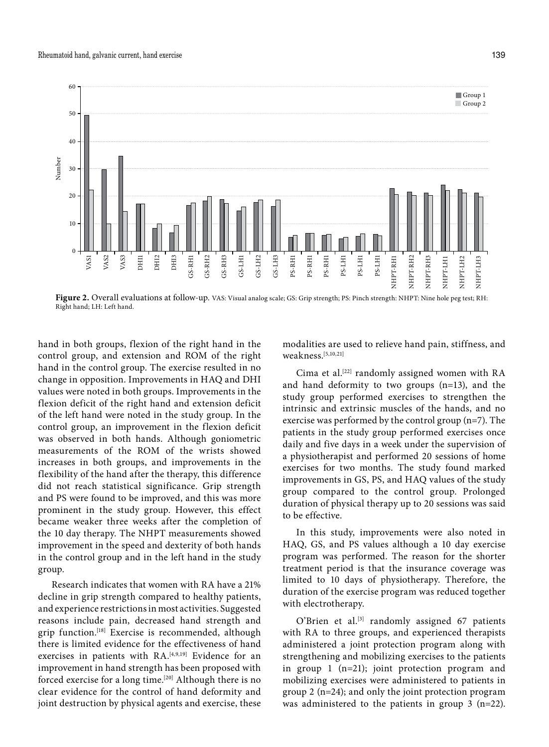60
50
40
30
20
10
0

Number

Group 1
Group 2

VAS1
VAS2
VAS3
DHI1
DHI2
DHI3
GS-RH1
GS-RH2
GS-RH3
GS-LH1
GS-LH2
GS-LH3
PS-RH1
PS-RH1
PS-RH1
PS-LH1
PS-LH1
PS-LH1
NHPT-RH1
NHPT-RH2
NHPT-RH3
NHPT-LH1
NHPT-LH2
NHPT-LH3

**Figure 2.** Overall evaluations at follow-up. VAS: Visual analog scale; GS: Grip strength; PS: Pinch strength: NHPT: Nine hole peg test; RH: Right hand; LH: Left hand.

hand in both groups, flexion of the right hand in the control group, and extension and ROM of the right hand in the control group. The exercise resulted in no change in opposition. Improvements in HAQ and DHI values were noted in both groups. Improvements in the flexion deficit of the right hand and extension deficit of the left hand were noted in the study group. In the control group, an improvement in the flexion deficit was observed in both hands. Although goniometric measurements of the ROM of the wrists showed increases in both groups, and improvements in the flexibility of the hand after the therapy, this difference did not reach statistical significance. Grip strength and PS were found to be improved, and this was more prominent in the study group. However, this effect became weaker three weeks after the completion of the 10 day therapy. The NHPT measurements showed improvement in the speed and dexterity of both hands in the control group and in the left hand in the study group.

Research indicates that women with RA have a 21% decline in grip strength compared to healthy patients, and experience restrictions in most activities. Suggested reasons include pain, decreased hand strength and grip function.[18] Exercise is recommended, although there is limited evidence for the effectiveness of hand exercises in patients with RA.[4,9,19] Evidence for an improvement in hand strength has been proposed with forced exercise for a long time.[20] Although there is no clear evidence for the control of hand deformity and joint destruction by physical agents and exercise, these modalities are used to relieve hand pain, stiffness, and weakness.[5,10,21]

Cima et al.[22] randomly assigned women with RA and hand deformity to two groups (n=13), and the study group performed exercises to strengthen the intrinsic and extrinsic muscles of the hands, and no exercise was performed by the control group (n=7). The patients in the study group performed exercises once daily and five days in a week under the supervision of a physiotherapist and performed 20 sessions of home exercises for two months. The study found marked improvements in GS, PS, and HAQ values of the study group compared to the control group. Prolonged duration of physical therapy up to 20 sessions was said to be effective.

In this study, improvements were also noted in HAQ, GS, and PS values although a 10 day exercise program was performed. The reason for the shorter treatment period is that the insurance coverage was limited to 10 days of physiotherapy. Therefore, the duration of the exercise program was reduced together with electrotherapy.

O'Brien et al.[3] randomly assigned 67 patients with RA to three groups, and experienced therapists administered a joint protection program along with strengthening and mobilizing exercises to the patients in group 1 (n=21); joint protection program and mobilizing exercises were administered to patients in group 2 (n=24); and only the joint protection program was administered to the patients in group 3 (n=22).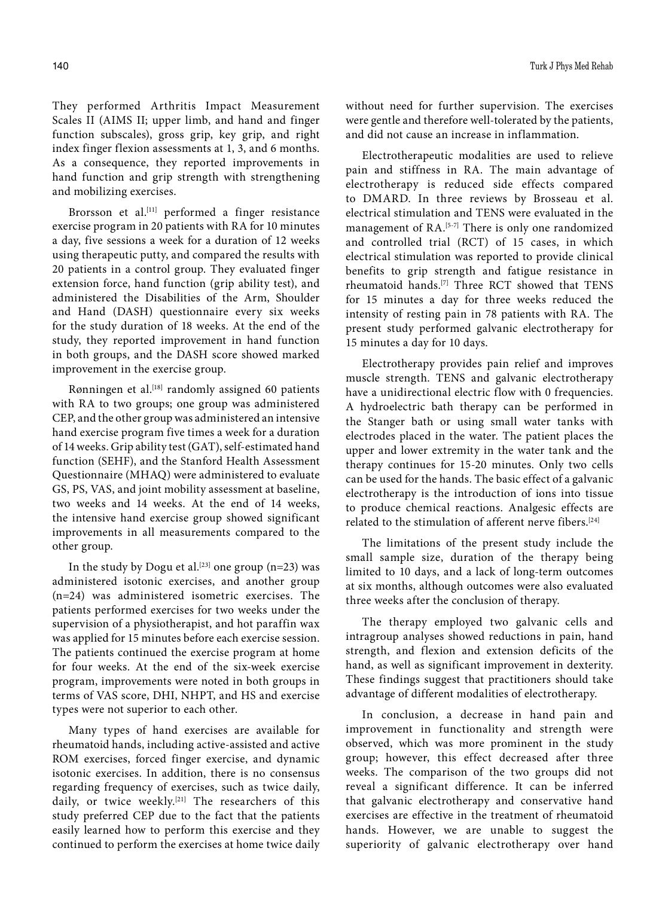They performed Arthritis Impact Measurement Scales II (AIMS II; upper limb, and hand and finger function subscales), gross grip, key grip, and right index finger flexion assessments at 1, 3, and 6 months. As a consequence, they reported improvements in hand function and grip strength with strengthening and mobilizing exercises.

Brorsson et al.[11] performed a finger resistance exercise program in 20 patients with RA for 10 minutes a day, five sessions a week for a duration of 12 weeks using therapeutic putty, and compared the results with 20 patients in a control group. They evaluated finger extension force, hand function (grip ability test), and administered the Disabilities of the Arm, Shoulder and Hand (DASH) questionnaire every six weeks for the study duration of 18 weeks. At the end of the study, they reported improvement in hand function in both groups, and the DASH score showed marked improvement in the exercise group.

Rønningen et al.[18] randomly assigned 60 patients with RA to two groups; one group was administered CEP, and the other group was administered an intensive hand exercise program five times a week for a duration of 14 weeks. Grip ability test (GAT), self-estimated hand function (SEHF), and the Stanford Health Assessment Questionnaire (MHAQ) were administered to evaluate GS, PS, VAS, and joint mobility assessment at baseline, two weeks and 14 weeks. At the end of 14 weeks, the intensive hand exercise group showed significant improvements in all measurements compared to the other group.

In the study by Dogu et al.[23] one group (n=23) was administered isotonic exercises, and another group (n=24) was administered isometric exercises. The patients performed exercises for two weeks under the supervision of a physiotherapist, and hot paraffin wax was applied for 15 minutes before each exercise session. The patients continued the exercise program at home for four weeks. At the end of the six-week exercise program, improvements were noted in both groups in terms of VAS score, DHI, NHPT, and HS and exercise types were not superior to each other.

Many types of hand exercises are available for rheumatoid hands, including active-assisted and active ROM exercises, forced finger exercise, and dynamic isotonic exercises. In addition, there is no consensus regarding frequency of exercises, such as twice daily, daily, or twice weekly.[21] The researchers of this study preferred CEP due to the fact that the patients easily learned how to perform this exercise and they continued to perform the exercises at home twice daily without need for further supervision. The exercises were gentle and therefore well-tolerated by the patients, and did not cause an increase in inflammation.

Electrotherapeutic modalities are used to relieve pain and stiffness in RA. The main advantage of electrotherapy is reduced side effects compared to DMARD. In three reviews by Brosseau et al. electrical stimulation and TENS were evaluated in the management of RA.[5-7] There is only one randomized and controlled trial (RCT) of 15 cases, in which electrical stimulation was reported to provide clinical benefits to grip strength and fatigue resistance in rheumatoid hands.[7] Three RCT showed that TENS for 15 minutes a day for three weeks reduced the intensity of resting pain in 78 patients with RA. The present study performed galvanic electrotherapy for 15 minutes a day for 10 days.

Electrotherapy provides pain relief and improves muscle strength. TENS and galvanic electrotherapy have a unidirectional electric flow with 0 frequencies. A hydroelectric bath therapy can be performed in the Stanger bath or using small water tanks with electrodes placed in the water. The patient places the upper and lower extremity in the water tank and the therapy continues for 15-20 minutes. Only two cells can be used for the hands. The basic effect of a galvanic electrotherapy is the introduction of ions into tissue to produce chemical reactions. Analgesic effects are related to the stimulation of afferent nerve fibers.[24]

The limitations of the present study include the small sample size, duration of the therapy being limited to 10 days, and a lack of long-term outcomes at six months, although outcomes were also evaluated three weeks after the conclusion of therapy.

The therapy employed two galvanic cells and intragroup analyses showed reductions in pain, hand strength, and flexion and extension deficits of the hand, as well as significant improvement in dexterity. These findings suggest that practitioners should take advantage of different modalities of electrotherapy.

In conclusion, a decrease in hand pain and improvement in functionality and strength were observed, which was more prominent in the study group; however, this effect decreased after three weeks. The comparison of the two groups did not reveal a significant difference. It can be inferred that galvanic electrotherapy and conservative hand exercises are effective in the treatment of rheumatoid hands. However, we are unable to suggest the superiority of galvanic electrotherapy over hand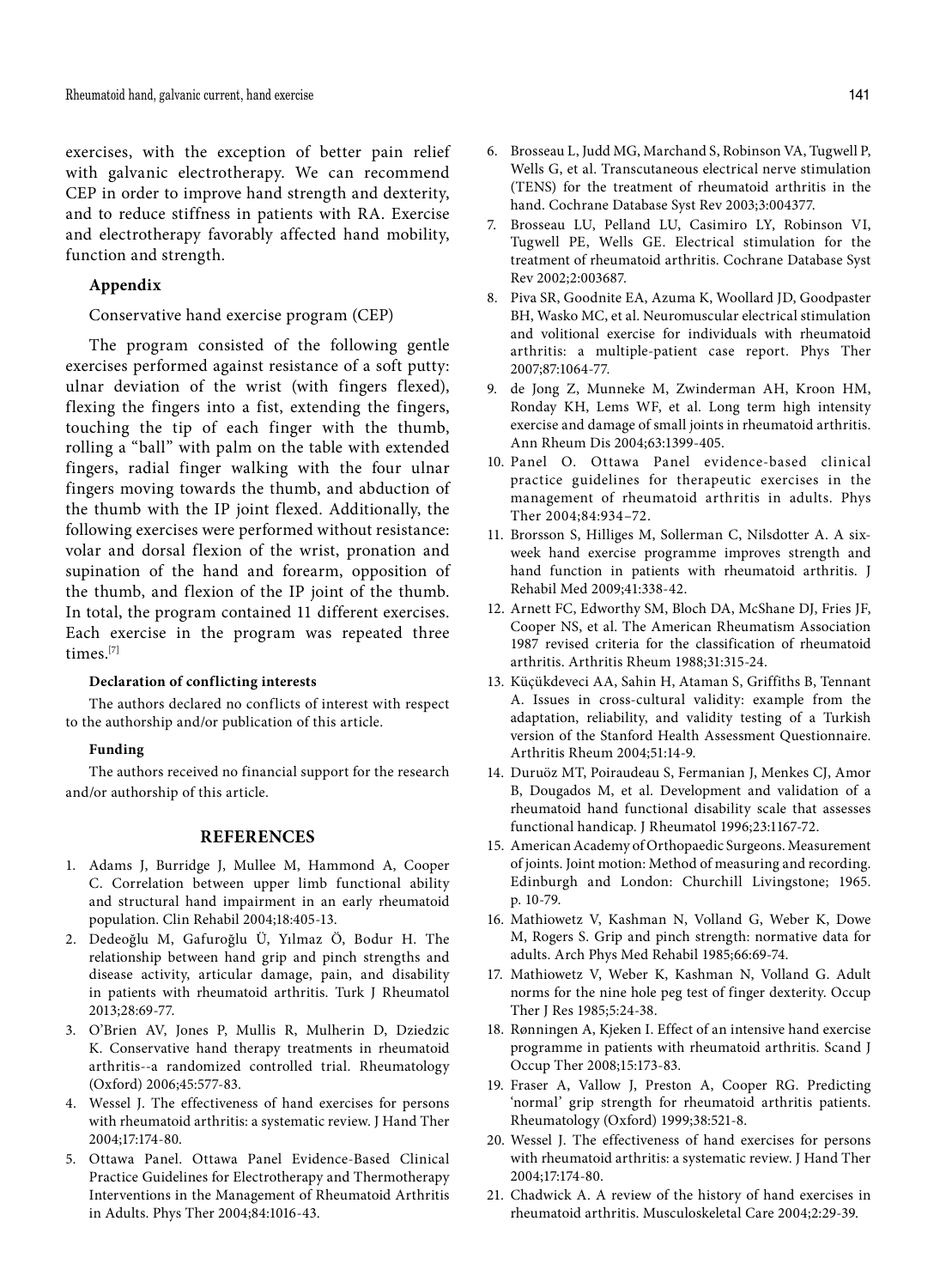exercises, with the exception of better pain relief with galvanic electrotherapy. We can recommend CEP in order to improve hand strength and dexterity, and to reduce stiffness in patients with RA. Exercise and electrotherapy favorably affected hand mobility, function and strength.

## Appendix

Conservative hand exercise program (CEP)

The program consisted of the following gentle exercises performed against resistance of a soft putty: ulnar deviation of the wrist (with fingers flexed), flexing the fingers into a fist, extending the fingers, touching the tip of each finger with the thumb, rolling a "ball" with palm on the table with extended fingers, radial finger walking with the four ulnar fingers moving towards the thumb, and abduction of the thumb with the IP joint flexed. Additionally, the following exercises were performed without resistance: volar and dorsal flexion of the wrist, pronation and supination of the hand and forearm, opposition of the thumb, and flexion of the IP joint of the thumb. In total, the program contained 11 different exercises. Each exercise in the program was repeated three times.[7]

#### Declaration of conflicting interests

The authors declared no conflicts of interest with respect to the authorship and/or publication of this article.

#### Funding

The authors received no financial support for the research and/or authorship of this article.

## REFERENCES

1. Adams J, Burridge J, Mullee M, Hammond A, Cooper C. Correlation between upper limb functional ability and structural hand impairment in an early rheumatoid population. Clin Rehabil 2004;18:405-13.
2. Dedeoğlu M, Gafuroğlu Ü, Yılmaz Ö, Bodur H. The relationship between hand grip and pinch strengths and disease activity, articular damage, pain, and disability in patients with rheumatoid arthritis. Turk J Rheumatol 2013;28:69-77.
3. O'Brien AV, Jones P, Mullis R, Mulherin D, Dziedzic K. Conservative hand therapy treatments in rheumatoid arthritis--a randomized controlled trial. Rheumatology (Oxford) 2006;45:577-83.
4. Wessel J. The effectiveness of hand exercises for persons with rheumatoid arthritis: a systematic review. J Hand Ther 2004;17:174-80.
5. Ottawa Panel. Ottawa Panel Evidence-Based Clinical Practice Guidelines for Electrotherapy and Thermotherapy Interventions in the Management of Rheumatoid Arthritis in Adults. Phys Ther 2004;84:1016-43.
6. Brosseau L, Judd MG, Marchand S, Robinson VA, Tugwell P, Wells G, et al. Transcutaneous electrical nerve stimulation (TENS) for the treatment of rheumatoid arthritis in the hand. Cochrane Database Syst Rev 2003;3:004377.
7. Brosseau LU, Pelland LU, Casimiro LY, Robinson VI, Tugwell PE, Wells GE. Electrical stimulation for the treatment of rheumatoid arthritis. Cochrane Database Syst Rev 2002;2:003687.
8. Piva SR, Goodnite EA, Azuma K, Woollard JD, Goodpaster BH, Wasko MC, et al. Neuromuscular electrical stimulation and volitional exercise for individuals with rheumatoid arthritis: a multiple-patient case report. Phys Ther 2007;87:1064-77.
9. de Jong Z, Munneke M, Zwinderman AH, Kroon HM, Ronday KH, Lems WF, et al. Long term high intensity exercise and damage of small joints in rheumatoid arthritis. Ann Rheum Dis 2004;63:1399-405.
10. Panel O. Ottawa Panel evidence-based clinical practice guidelines for therapeutic exercises in the management of rheumatoid arthritis in adults. Phys Ther 2004;84:934–72.
11. Brorsson S, Hilliges M, Sollerman C, Nilsdotter A. A six-week hand exercise programme improves strength and hand function in patients with rheumatoid arthritis. J Rehabil Med 2009;41:338-42.
12. Arnett FC, Edworthy SM, Bloch DA, McShane DJ, Fries JF, Cooper NS, et al. The American Rheumatism Association 1987 revised criteria for the classification of rheumatoid arthritis. Arthritis Rheum 1988;31:315-24.
13. Küçükdeveci AA, Sahin H, Ataman S, Griffiths B, Tennant A. Issues in cross-cultural validity: example from the adaptation, reliability, and validity testing of a Turkish version of the Stanford Health Assessment Questionnaire. Arthritis Rheum 2004;51:14-9.
14. Duruöz MT, Poiraudeau S, Fermanian J, Menkes CJ, Amor B, Dougados M, et al. Development and validation of a rheumatoid hand functional disability scale that assesses functional handicap. J Rheumatol 1996;23:1167-72.
15. American Academy of Orthopaedic Surgeons. Measurement of joints. Joint motion: Method of measuring and recording. Edinburgh and London: Churchill Livingstone; 1965. p. 10-79.
16. Mathiowetz V, Kashman N, Volland G, Weber K, Dowe M, Rogers S. Grip and pinch strength: normative data for adults. Arch Phys Med Rehabil 1985;66:69-74.
17. Mathiowetz V, Weber K, Kashman N, Volland G. Adult norms for the nine hole peg test of finger dexterity. Occup Ther J Res 1985;5:24-38.
18. Rønningen A, Kjeken I. Effect of an intensive hand exercise programme in patients with rheumatoid arthritis. Scand J Occup Ther 2008;15:173-83.
19. Fraser A, Vallow J, Preston A, Cooper RG. Predicting 'normal' grip strength for rheumatoid arthritis patients. Rheumatology (Oxford) 1999;38:521-8.
20. Wessel J. The effectiveness of hand exercises for persons with rheumatoid arthritis: a systematic review. J Hand Ther 2004;17:174-80.
21. Chadwick A. A review of the history of hand exercises in rheumatoid arthritis. Musculoskeletal Care 2004;2:29-39.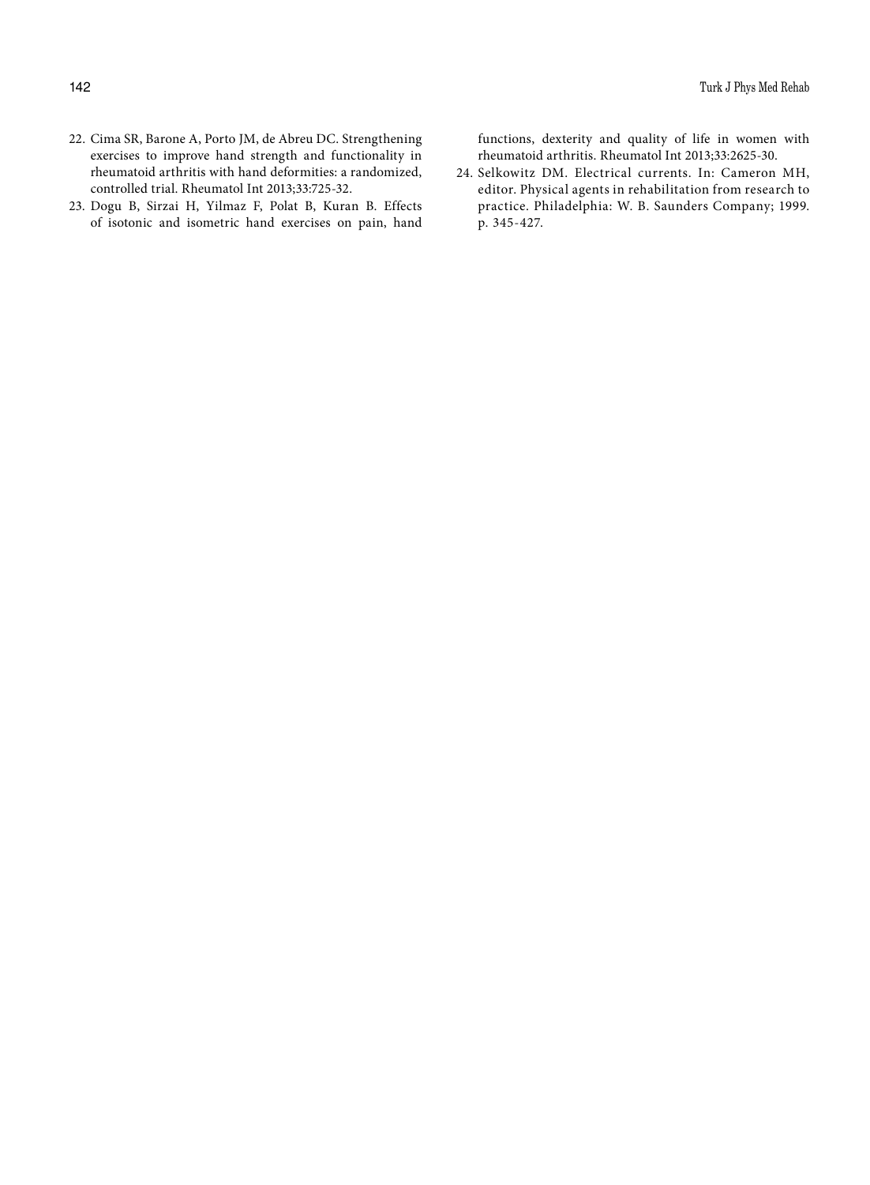22. Cima SR, Barone A, Porto JM, de Abreu DC. Strengthening exercises to improve hand strength and functionality in rheumatoid arthritis with hand deformities: a randomized, controlled trial. Rheumatol Int 2013;33:725-32.
23. Dogu B, Sirzai H, Yilmaz F, Polat B, Kuran B. Effects of isotonic and isometric hand exercises on pain, hand functions, dexterity and quality of life in women with rheumatoid arthritis. Rheumatol Int 2013;33:2625-30.
24. Selkowitz DM. Electrical currents. In: Cameron MH, editor. Physical agents in rehabilitation from research to practice. Philadelphia: W. B. Saunders Company; 1999. p. 345-427.